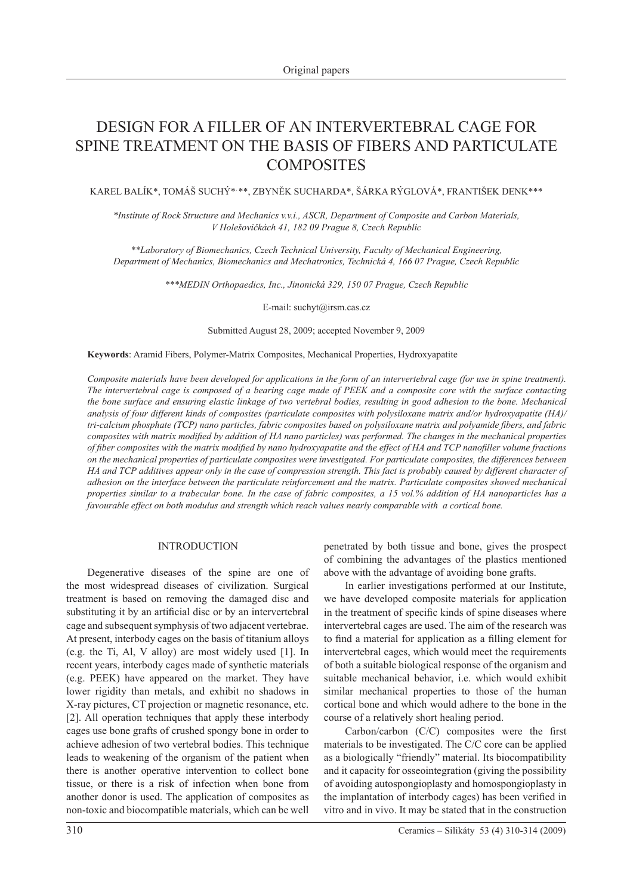# DESIGN FOR A FILLER OF AN INTERVERTEBRAL CAGE FOR SPINE TREATMENT ON THE BASIS OF FIBERS AND PARTICULATE COMPOSITES

KAREL BALÍK*, TOMÁŠ SUCHÝ*,**, ZBYNĚK SUCHARDA*, ŠÁRKA RÝGLOVÁ*, FRANTIŠEK DENK***

*\*Institute of Rock Structure and Mechanics v.v.i., ASCR, Department of Composite and Carbon Materials, V Holešovičkách 41, 182 09 Prague 8, Czech Republic*

*\*\*Laboratory of Biomechanics, Czech Technical University, Faculty of Mechanical Engineering, Department of Mechanics, Biomechanics and Mechatronics, Technická 4, 166 07 Prague, Czech Republic*

*\*\*\*MEDIN Orthopaedics, Inc., Jinonická 329, 150 07 Prague, Czech Republic*

E-mail: suchyt@irsm.cas.cz

Submitted August 28, 2009; accepted November 9, 2009

**Keywords**: Aramid Fibers, Polymer-Matrix Composites, Mechanical Properties, Hydroxyapatite

*Composite materials have been developed for applications in the form of an intervertebral cage (for use in spine treatment). The intervertebral cage is composed of a bearing cage made of PEEK and a composite core with the surface contacting the bone surface and ensuring elastic linkage of two vertebral bodies, resulting in good adhesion to the bone. Mechanical analysis of four different kinds of composites (particulate composites with polysiloxane matrix and/or hydroxyapatite (HA)/tri-calcium phosphate (TCP) nano particles, fabric composites based on polysiloxane matrix and polyamide fibers, and fabric composites with matrix modified by addition of HA nano particles) was performed. The changes in the mechanical properties of fiber composites with the matrix modified by nano hydroxyapatite and the effect of HA and TCP nanofiller volume fractions on the mechanical properties of particulate composites were investigated. For particulate composites, the differences between HA and TCP additives appear only in the case of compression strength. This fact is probably caused by different character of adhesion on the interface between the particulate reinforcement and the matrix. Particulate composites showed mechanical properties similar to a trabecular bone. In the case of fabric composites, a 15 vol.% addition of HA nanoparticles has a favourable effect on both modulus and strength which reach values nearly comparable with a cortical bone.*

## INTRODUCTION

Degenerative diseases of the spine are one of the most widespread diseases of civilization. Surgical treatment is based on removing the damaged disc and substituting it by an artificial disc or by an intervertebral cage and subsequent symphysis of two adjacent vertebrae. At present, interbody cages on the basis of titanium alloys (e.g. the Ti, Al, V alloy) are most widely used [1]. In recent years, interbody cages made of synthetic materials (e.g. PEEK) have appeared on the market. They have lower rigidity than metals, and exhibit no shadows in X-ray pictures, CT projection or magnetic resonance, etc. [2]. All operation techniques that apply these interbody cages use bone grafts of crushed spongy bone in order to achieve adhesion of two vertebral bodies. This technique leads to weakening of the organism of the patient when there is another operative intervention to collect bone tissue, or there is a risk of infection when bone from another donor is used. The application of composites as non-toxic and biocompatible materials, which can be well penetrated by both tissue and bone, gives the prospect of combining the advantages of the plastics mentioned above with the advantage of avoiding bone grafts.

In earlier investigations performed at our Institute, we have developed composite materials for application in the treatment of specific kinds of spine diseases where intervertebral cages are used. The aim of the research was to find a material for application as a filling element for intervertebral cages, which would meet the requirements of both a suitable biological response of the organism and suitable mechanical behavior, i.e. which would exhibit similar mechanical properties to those of the human cortical bone and which would adhere to the bone in the course of a relatively short healing period.

Carbon/carbon (C/C) composites were the first materials to be investigated. The C/C core can be applied as a biologically "friendly" material. Its biocompatibility and it capacity for osseointegration (giving the possibility of avoiding autospongioplasty and homospongioplasty in the implantation of interbody cages) has been verified in vitro and in vivo. It may be stated that in the construction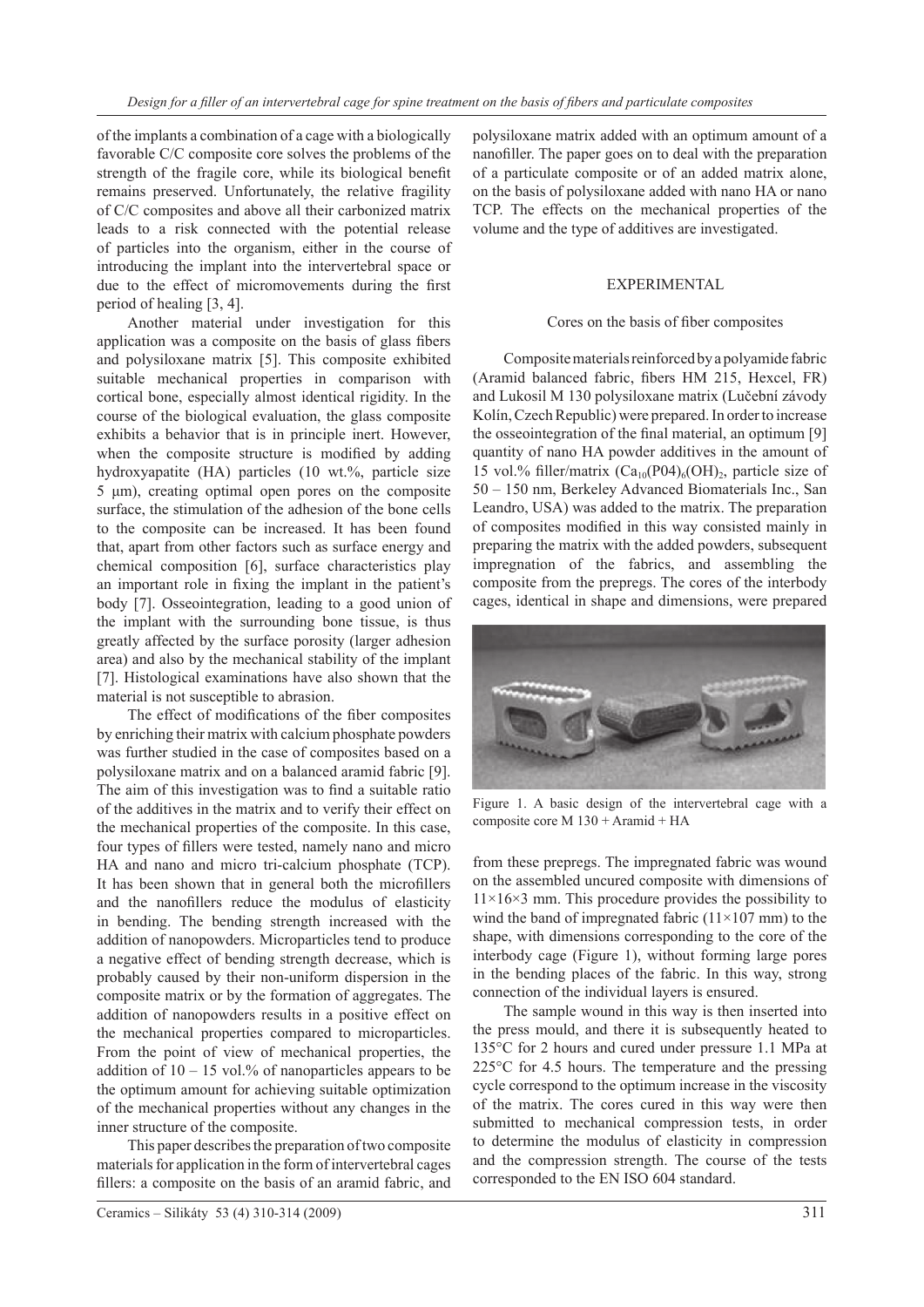of the implants a combination of a cage with a biologically favorable C/C composite core solves the problems of the strength of the fragile core, while its biological benefit remains preserved. Unfortunately, the relative fragility of C/C composites and above all their carbonized matrix leads to a risk connected with the potential release of particles into the organism, either in the course of introducing the implant into the intervertebral space or due to the effect of micromovements during the first period of healing [3, 4].

Another material under investigation for this application was a composite on the basis of glass fibers and polysiloxane matrix [5]. This composite exhibited suitable mechanical properties in comparison with cortical bone, especially almost identical rigidity. In the course of the biological evaluation, the glass composite exhibits a behavior that is in principle inert. However, when the composite structure is modified by adding hydroxyapatite (HA) particles (10 wt.%, particle size 5 μm), creating optimal open pores on the composite surface, the stimulation of the adhesion of the bone cells to the composite can be increased. It has been found that, apart from other factors such as surface energy and chemical composition [6], surface characteristics play an important role in fixing the implant in the patient's body [7]. Osseointegration, leading to a good union of the implant with the surrounding bone tissue, is thus greatly affected by the surface porosity (larger adhesion area) and also by the mechanical stability of the implant [7]. Histological examinations have also shown that the material is not susceptible to abrasion.

The effect of modifications of the fiber composites by enriching their matrix with calcium phosphate powders was further studied in the case of composites based on a polysiloxane matrix and on a balanced aramid fabric [9]. The aim of this investigation was to find a suitable ratio of the additives in the matrix and to verify their effect on the mechanical properties of the composite. In this case, four types of fillers were tested, namely nano and micro HA and nano and micro tri-calcium phosphate (TCP). It has been shown that in general both the microfillers and the nanofillers reduce the modulus of elasticity in bending. The bending strength increased with the addition of nanopowders. Microparticles tend to produce a negative effect of bending strength decrease, which is probably caused by their non-uniform dispersion in the composite matrix or by the formation of aggregates. The addition of nanopowders results in a positive effect on the mechanical properties compared to microparticles. From the point of view of mechanical properties, the addition of 10 – 15 vol.% of nanoparticles appears to be the optimum amount for achieving suitable optimization of the mechanical properties without any changes in the inner structure of the composite.

This paper describes the preparation of two composite materials for application in the form of intervertebral cages fillers: a composite on the basis of an aramid fabric, and polysiloxane matrix added with an optimum amount of a nanofiller. The paper goes on to deal with the preparation of a particulate composite or of an added matrix alone, on the basis of polysiloxane added with nano HA or nano TCP. The effects on the mechanical properties of the volume and the type of additives are investigated.

## EXPERIMENTAL

### Cores on the basis of fiber composites

Composite materials reinforced by a polyamide fabric (Aramid balanced fabric, fibers HM 215, Hexcel, FR) and Lukosil M 130 polysiloxane matrix (Lučební závody Kolín, Czech Republic) were prepared. In order to increase the osseointegration of the final material, an optimum [9] quantity of nano HA powder additives in the amount of 15 vol.% filler/matrix ($Ca_{10}(P04)_6(OH)_2$, particle size of 50 – 150 nm, Berkeley Advanced Biomaterials Inc., San Leandro, USA) was added to the matrix. The preparation of composites modified in this way consisted mainly in preparing the matrix with the added powders, subsequent impregnation of the fabrics, and assembling the composite from the prepregs. The cores of the interbody cages, identical in shape and dimensions, were prepared from these prepregs. The impregnated fabric was wound on the assembled uncured composite with dimensions of 11×16×3 mm. This procedure provides the possibility to wind the band of impregnated fabric (11×107 mm) to the shape, with dimensions corresponding to the core of the interbody cage (Figure 1), without forming large pores in the bending places of the fabric. In this way, strong connection of the individual layers is ensured.

Figure 1. A basic design of the intervertebral cage with a composite core M 130 + Aramid + HA

The sample wound in this way is then inserted into the press mould, and there it is subsequently heated to 135°C for 2 hours and cured under pressure 1.1 MPa at 225°C for 4.5 hours. The temperature and the pressing cycle correspond to the optimum increase in the viscosity of the matrix. The cores cured in this way were then submitted to mechanical compression tests, in order to determine the modulus of elasticity in compression and the compression strength. The course of the tests corresponded to the EN ISO 604 standard.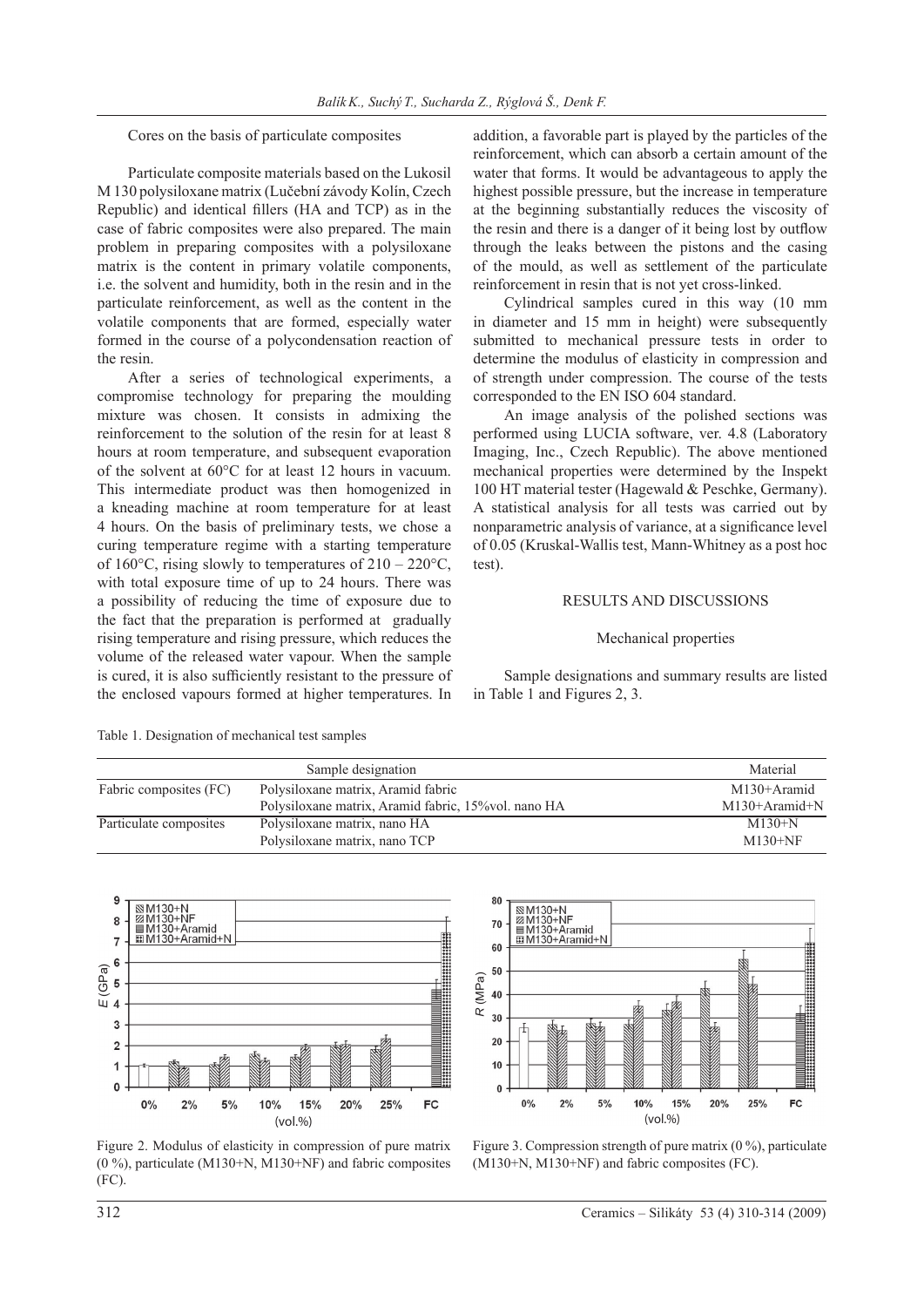Cores on the basis of particulate composites

Particulate composite materials based on the Lukosil M 130 polysiloxane matrix (Lučební závody Kolín, Czech Republic) and identical fillers (HA and TCP) as in the case of fabric composites were also prepared. The main problem in preparing composites with a polysiloxane matrix is the content in primary volatile components, i.e. the solvent and humidity, both in the resin and in the particulate reinforcement, as well as the content in the volatile components that are formed, especially water formed in the course of a polycondensation reaction of the resin.

After a series of technological experiments, a compromise technology for preparing the moulding mixture was chosen. It consists in admixing the reinforcement to the solution of the resin for at least 8 hours at room temperature, and subsequent evaporation of the solvent at 60°C for at least 12 hours in vacuum. This intermediate product was then homogenized in a kneading machine at room temperature for at least 4 hours. On the basis of preliminary tests, we chose a curing temperature regime with a starting temperature of 160°C, rising slowly to temperatures of 210 – 220°C, with total exposure time of up to 24 hours. There was a possibility of reducing the time of exposure due to the fact that the preparation is performed at gradually rising temperature and rising pressure, which reduces the volume of the released water vapour. When the sample is cured, it is also sufficiently resistant to the pressure of the enclosed vapours formed at higher temperatures. In addition, a favorable part is played by the particles of the reinforcement, which can absorb a certain amount of the water that forms. It would be advantageous to apply the highest possible pressure, but the increase in temperature at the beginning substantially reduces the viscosity of the resin and there is a danger of it being lost by outflow through the leaks between the pistons and the casing of the mould, as well as settlement of the particulate reinforcement in resin that is not yet cross-linked.

Cylindrical samples cured in this way (10 mm in diameter and 15 mm in height) were subsequently submitted to mechanical pressure tests in order to determine the modulus of elasticity in compression and of strength under compression. The course of the tests corresponded to the EN ISO 604 standard.

An image analysis of the polished sections was performed using LUCIA software, ver. 4.8 (Laboratory Imaging, Inc., Czech Republic). The above mentioned mechanical properties were determined by the Inspekt 100 HT material tester (Hagewald & Peschke, Germany). A statistical analysis for all tests was carried out by nonparametric analysis of variance, at a significance level of 0.05 (Kruskal-Wallis test, Mann-Whitney as a post hoc test).

## RESULTS AND DISCUSSIONS

### Mechanical properties

Sample designations and summary results are listed in Table 1 and Figures 2, 3.

Table 1. Designation of mechanical test samples

| | Sample designation | Material |
|---|---|---|
| Fabric composites (FC) | Polysiloxane matrix, Aramid fabric | M130+Aramid |
| | Polysiloxane matrix, Aramid fabric, 15%vol. nano HA | M130+Aramid+N |
| Particulate composites | Polysiloxane matrix, nano HA | M130+N |
| | Polysiloxane matrix, nano TCP | M130+NF |

Figure 2. Modulus of elasticity in compression of pure matrix (0 %), particulate (M130+N, M130+NF) and fabric composites (FC).

Figure 3. Compression strength of pure matrix (0 %), particulate (M130+N, M130+NF) and fabric composites (FC).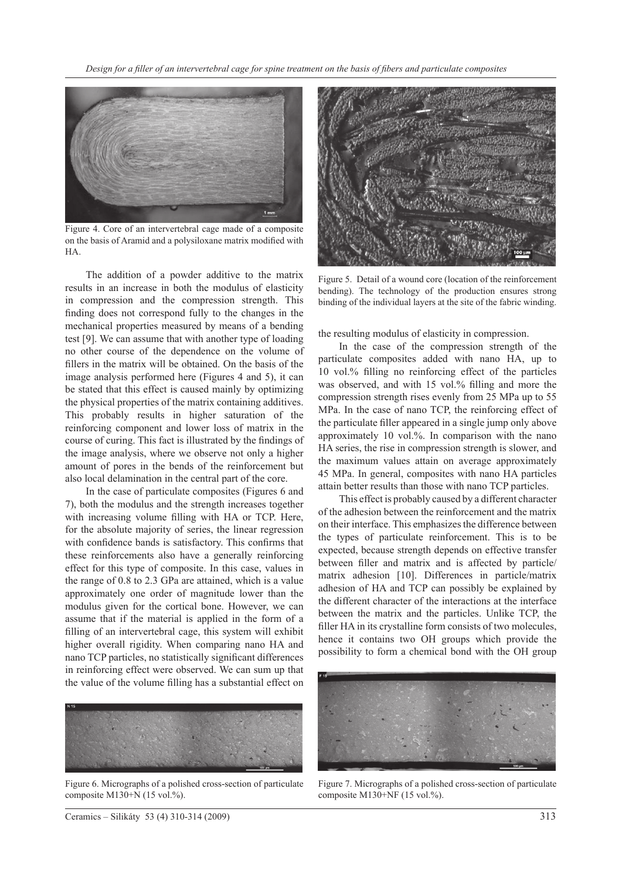Figure 4. Core of an intervertebral cage made of a composite on the basis of Aramid and a polysiloxane matrix modified with HA.

The addition of a powder additive to the matrix results in an increase in both the modulus of elasticity in compression and the compression strength. This finding does not correspond fully to the changes in the mechanical properties measured by means of a bending test [9]. We can assume that with another type of loading no other course of the dependence on the volume of fillers in the matrix will be obtained. On the basis of the image analysis performed here (Figures 4 and 5), it can be stated that this effect is caused mainly by optimizing the physical properties of the matrix containing additives. This probably results in higher saturation of the reinforcing component and lower loss of matrix in the course of curing. This fact is illustrated by the findings of the image analysis, where we observe not only a higher amount of pores in the bends of the reinforcement but also local delamination in the central part of the core.

In the case of particulate composites (Figures 6 and 7), both the modulus and the strength increases together with increasing volume filling with HA or TCP. Here, for the absolute majority of series, the linear regression with confidence bands is satisfactory. This confirms that these reinforcements also have a generally reinforcing effect for this type of composite. In this case, values in the range of 0.8 to 2.3 GPa are attained, which is a value approximately one order of magnitude lower than the modulus given for the cortical bone. However, we can assume that if the material is applied in the form of a filling of an intervertebral cage, this system will exhibit higher overall rigidity. When comparing nano HA and nano TCP particles, no statistically significant differences in reinforcing effect were observed. We can sum up that the value of the volume filling has a substantial effect on the resulting modulus of elasticity in compression.

Figure 5. Detail of a wound core (location of the reinforcement bending). The technology of the production ensures strong binding of the individual layers at the site of the fabric winding.

In the case of the compression strength of the particulate composites added with nano HA, up to 10 vol.% filling no reinforcing effect of the particles was observed, and with 15 vol.% filling and more the compression strength rises evenly from 25 MPa up to 55 MPa. In the case of nano TCP, the reinforcing effect of the particulate filler appeared in a single jump only above approximately 10 vol.%. In comparison with the nano HA series, the rise in compression strength is slower, and the maximum values attain on average approximately 45 MPa. In general, composites with nano HA particles attain better results than those with nano TCP particles.

This effect is probably caused by a different character of the adhesion between the reinforcement and the matrix on their interface. This emphasizes the difference between the types of particulate reinforcement. This is to be expected, because strength depends on effective transfer between filler and matrix and is affected by particle/matrix adhesion [10]. Differences in particle/matrix adhesion of HA and TCP can possibly be explained by the different character of the interactions at the interface between the matrix and the particles. Unlike TCP, the filler HA in its crystalline form consists of two molecules, hence it contains two OH groups which provide the possibility to form a chemical bond with the OH group

Figure 6. Micrographs of a polished cross-section of particulate composite M130+N (15 vol.%).

Figure 7. Micrographs of a polished cross-section of particulate composite M130+NF (15 vol.%).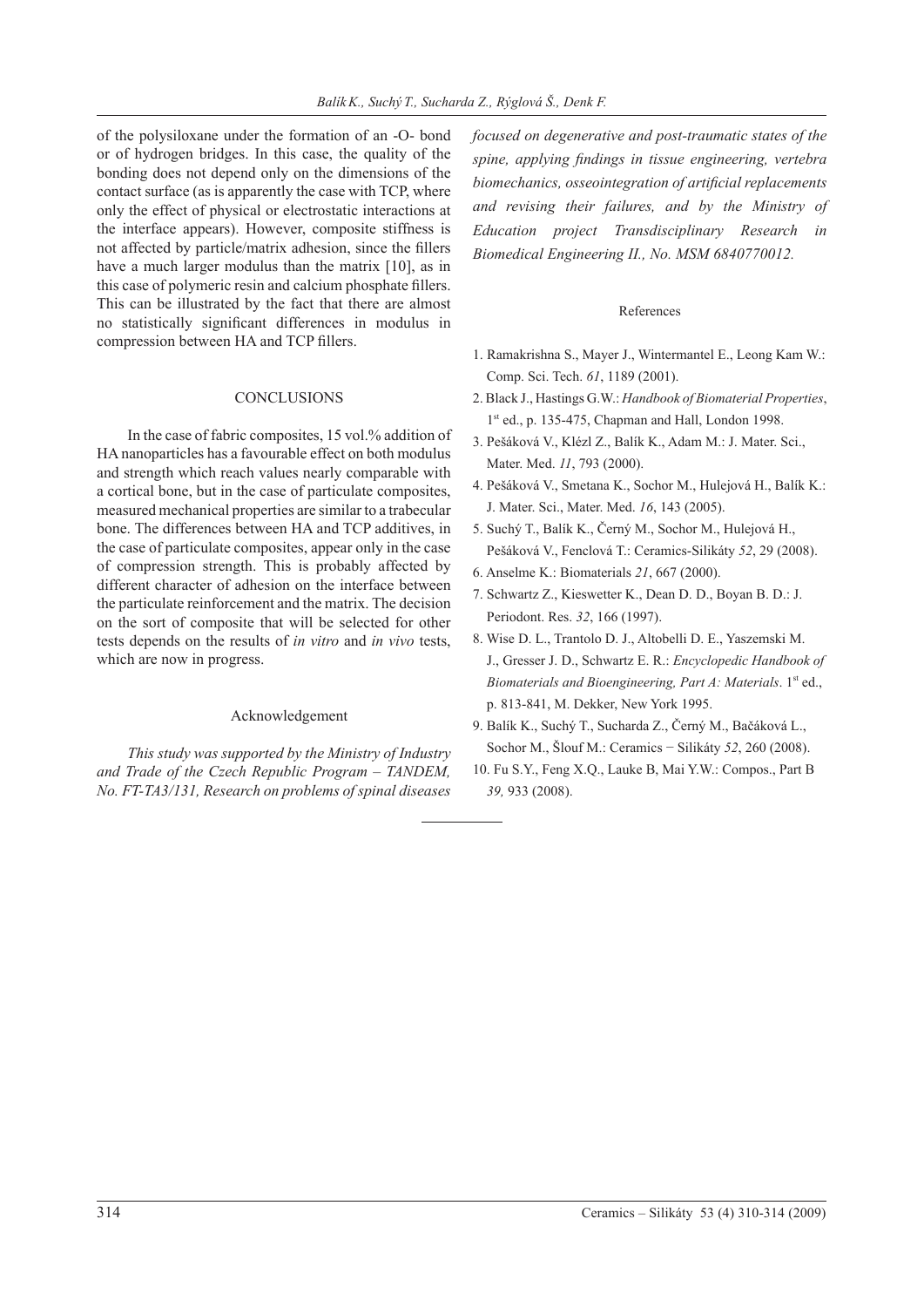of the polysiloxane under the formation of an -O- bond or of hydrogen bridges. In this case, the quality of the bonding does not depend only on the dimensions of the contact surface (as is apparently the case with TCP, where only the effect of physical or electrostatic interactions at the interface appears). However, composite stiffness is not affected by particle/matrix adhesion, since the fillers have a much larger modulus than the matrix [10], as in this case of polymeric resin and calcium phosphate fillers. This can be illustrated by the fact that there are almost no statistically significant differences in modulus in compression between HA and TCP fillers.

## CONCLUSIONS

In the case of fabric composites, 15 vol.% addition of HA nanoparticles has a favourable effect on both modulus and strength which reach values nearly comparable with a cortical bone, but in the case of particulate composites, measured mechanical properties are similar to a trabecular bone. The differences between HA and TCP additives, in the case of particulate composites, appear only in the case of compression strength. This is probably affected by different character of adhesion on the interface between the particulate reinforcement and the matrix. The decision on the sort of composite that will be selected for other tests depends on the results of *in vitro* and *in vivo* tests, which are now in progress.

## Acknowledgement

*This study was supported by the Ministry of Industry and Trade of the Czech Republic Program – TANDEM, No. FT-TA3/131, Research on problems of spinal diseases focused on degenerative and post-traumatic states of the spine, applying findings in tissue engineering, vertebra biomechanics, osseointegration of artificial replacements and revising their failures, and by the Ministry of Education project Transdisciplinary Research in Biomedical Engineering II., No. MSM 6840770012.*

## References

1. Ramakrishna S., Mayer J., Wintermantel E., Leong Kam W.: Comp. Sci. Tech. *61*, 1189 (2001).
2. Black J., Hastings G.W.: *Handbook of Biomaterial Properties*, 1st ed., p. 135-475, Chapman and Hall, London 1998.
3. Pešáková V., Klézl Z., Balík K., Adam M.: J. Mater. Sci., Mater. Med. *11*, 793 (2000).
4. Pešáková V., Smetana K., Sochor M., Hulejová H., Balík K.: J. Mater. Sci., Mater. Med. *16*, 143 (2005).
5. Suchý T., Balík K., Černý M., Sochor M., Hulejová H., Pešáková V., Fenclová T.: Ceramics-Silikáty *52*, 29 (2008).
6. Anselme K.: Biomaterials *21*, 667 (2000).
7. Schwartz Z., Kieswetter K., Dean D. D., Boyan B. D.: J. Periodont. Res. *32*, 166 (1997).
8. Wise D. L., Trantolo D. J., Altobelli D. E., Yaszemski M. J., Gresser J. D., Schwartz E. R.: *Encyclopedic Handbook of Biomaterials and Bioengineering, Part A: Materials*. 1st ed., p. 813-841, M. Dekker, New York 1995.
9. Balík K., Suchý T., Sucharda Z., Černý M., Bačáková L., Sochor M., Šlouf M.: Ceramics − Silikáty *52*, 260 (2008).
10. Fu S.Y., Feng X.Q., Lauke B, Mai Y.W.: Compos., Part B *39,* 933 (2008).